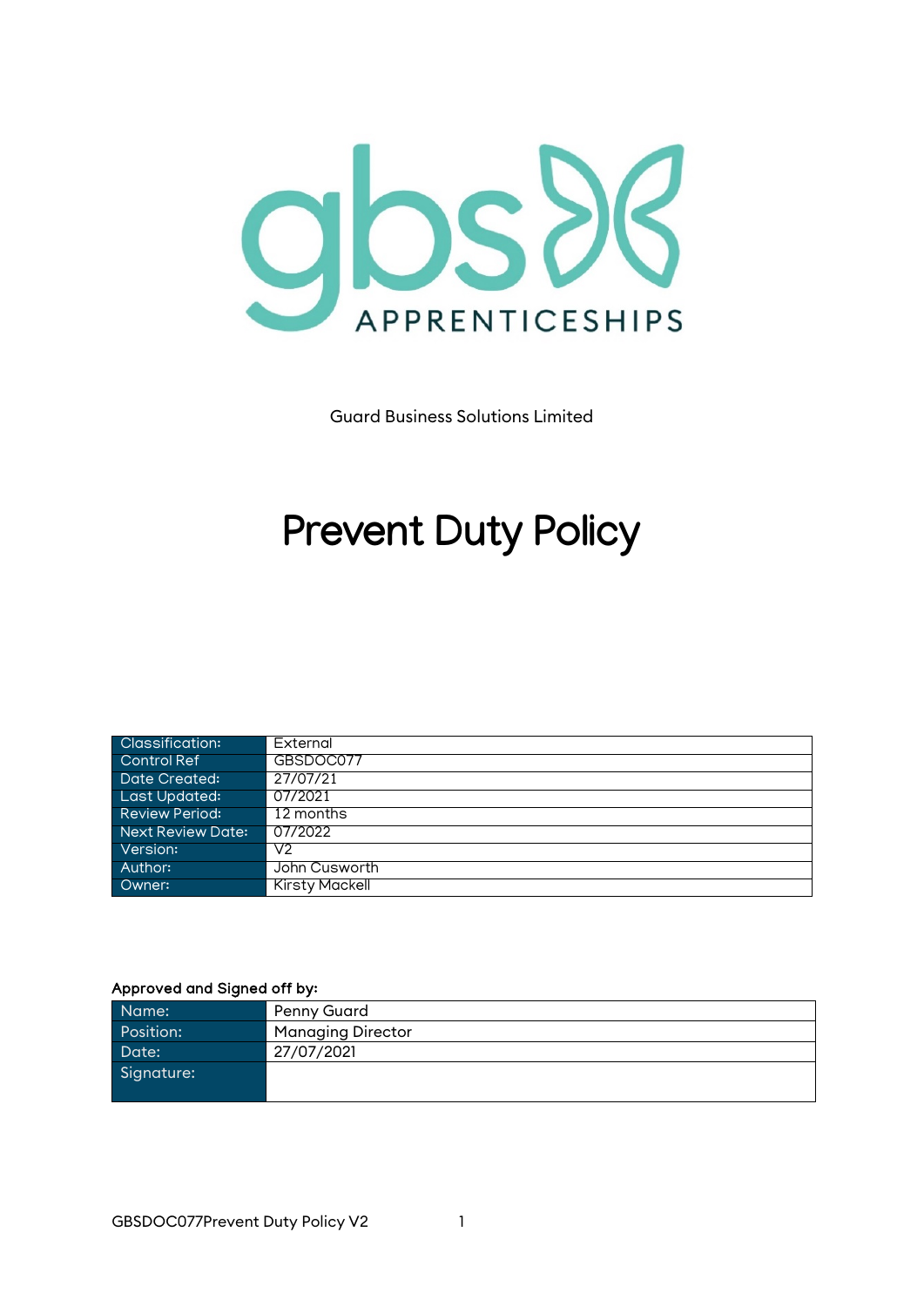gbs APPRENTICESHIPS

Guard Business Solutions Limited

# Prevent Duty Policy

| Classification: | External |
|---|---|
| Control Ref | GBSDOC077 |
| Date Created: | 27/07/21 |
| Last Updated: | 07/2021 |
| Review Period: | 12 months |
| Next Review Date: | 07/2022 |
| Version: | V2 |
| Author: | John Cusworth |
| Owner: | Kirsty Mackell |

Approved and Signed off by:

| Name: | Penny Guard |
|---|---|
| Position: | Managing Director |
| Date: | 27/07/2021 |
| Signature: | |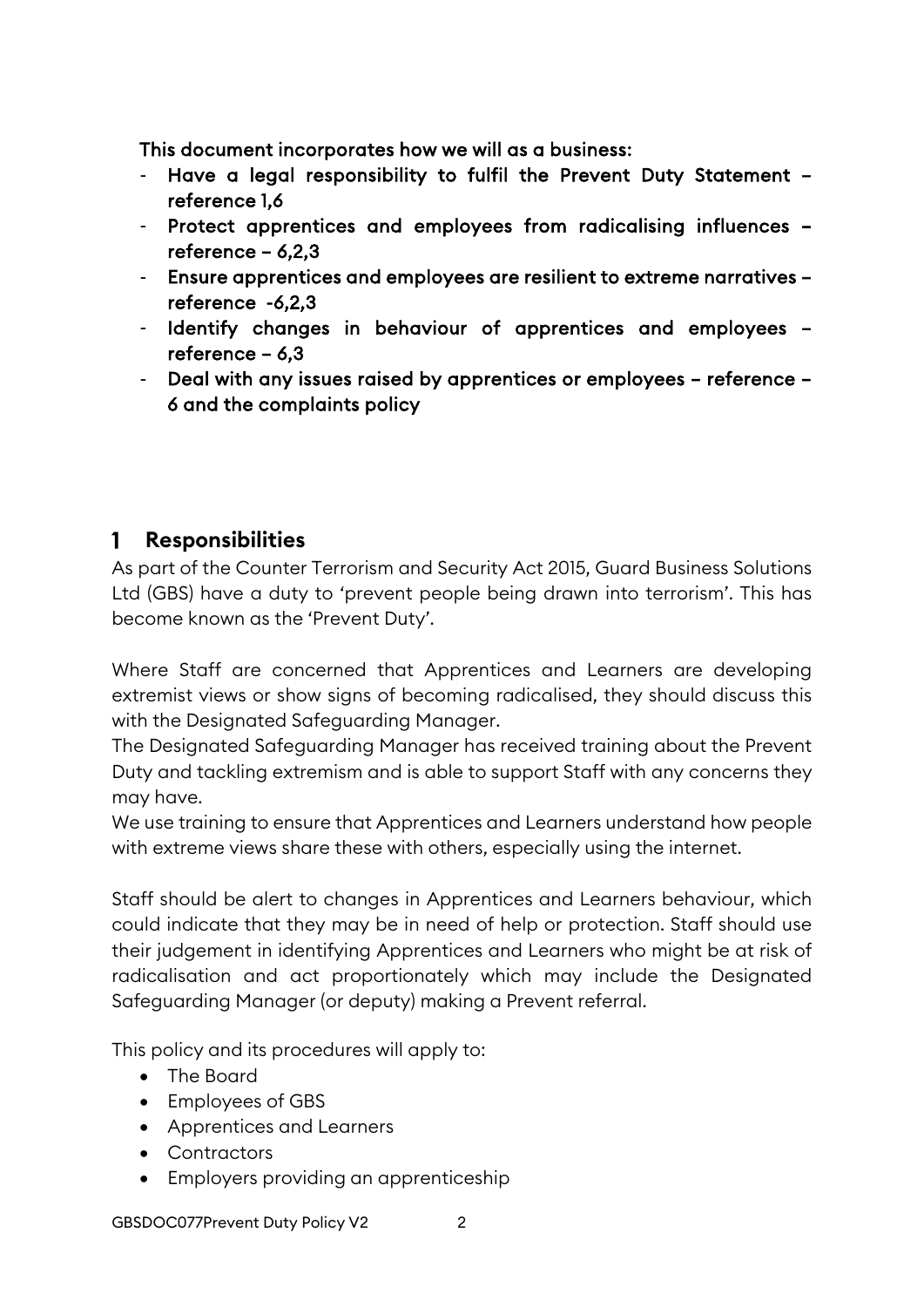**This document incorporates how we will as a business:**

- **Have a legal responsibility to fulfil the Prevent Duty Statement – reference 1,6**
- **Protect apprentices and employees from radicalising influences – reference – 6,2,3**
- **Ensure apprentices and employees are resilient to extreme narratives – reference -6,2,3**
- **Identify changes in behaviour of apprentices and employees – reference – 6,3**
- **Deal with any issues raised by apprentices or employees – reference – 6 and the complaints policy**

## 1 Responsibilities

As part of the Counter Terrorism and Security Act 2015, Guard Business Solutions Ltd (GBS) have a duty to 'prevent people being drawn into terrorism'. This has become known as the 'Prevent Duty'.

Where Staff are concerned that Apprentices and Learners are developing extremist views or show signs of becoming radicalised, they should discuss this with the Designated Safeguarding Manager.
The Designated Safeguarding Manager has received training about the Prevent Duty and tackling extremism and is able to support Staff with any concerns they may have.
We use training to ensure that Apprentices and Learners understand how people with extreme views share these with others, especially using the internet.

Staff should be alert to changes in Apprentices and Learners behaviour, which could indicate that they may be in need of help or protection. Staff should use their judgement in identifying Apprentices and Learners who might be at risk of radicalisation and act proportionately which may include the Designated Safeguarding Manager (or deputy) making a Prevent referral.

This policy and its procedures will apply to:

- The Board
- Employees of GBS
- Apprentices and Learners
- Contractors
- Employers providing an apprenticeship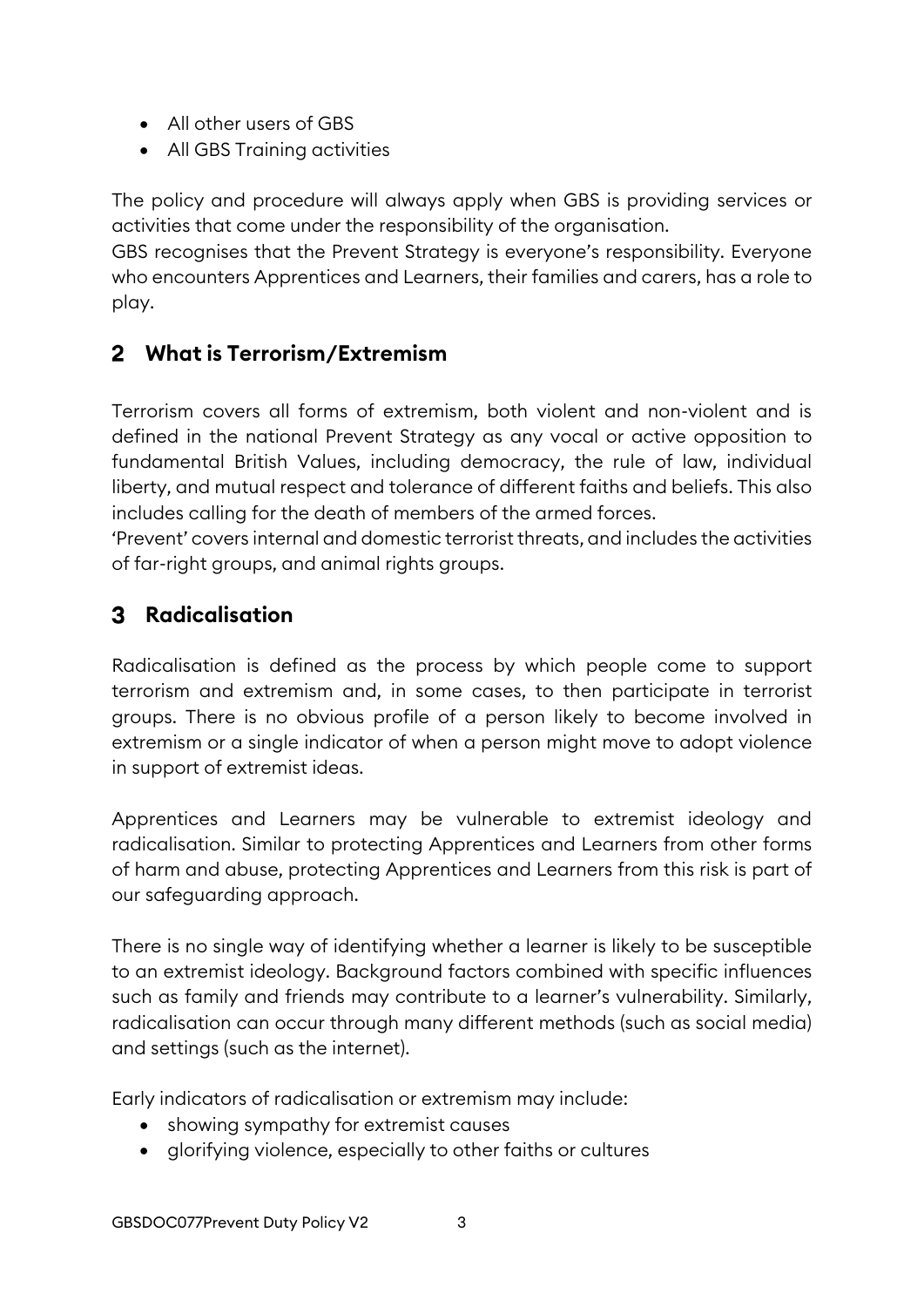- All other users of GBS
- All GBS Training activities

The policy and procedure will always apply when GBS is providing services or activities that come under the responsibility of the organisation.

GBS recognises that the Prevent Strategy is everyone's responsibility. Everyone who encounters Apprentices and Learners, their families and carers, has a role to play.

## 2 What is Terrorism/Extremism

Terrorism covers all forms of extremism, both violent and non-violent and is defined in the national Prevent Strategy as any vocal or active opposition to fundamental British Values, including democracy, the rule of law, individual liberty, and mutual respect and tolerance of different faiths and beliefs. This also includes calling for the death of members of the armed forces.

'Prevent' covers internal and domestic terrorist threats, and includes the activities of far-right groups, and animal rights groups.

## 3 Radicalisation

Radicalisation is defined as the process by which people come to support terrorism and extremism and, in some cases, to then participate in terrorist groups. There is no obvious profile of a person likely to become involved in extremism or a single indicator of when a person might move to adopt violence in support of extremist ideas.

Apprentices and Learners may be vulnerable to extremist ideology and radicalisation. Similar to protecting Apprentices and Learners from other forms of harm and abuse, protecting Apprentices and Learners from this risk is part of our safeguarding approach.

There is no single way of identifying whether a learner is likely to be susceptible to an extremist ideology. Background factors combined with specific influences such as family and friends may contribute to a learner's vulnerability. Similarly, radicalisation can occur through many different methods (such as social media) and settings (such as the internet).

Early indicators of radicalisation or extremism may include:

- showing sympathy for extremist causes
- glorifying violence, especially to other faiths or cultures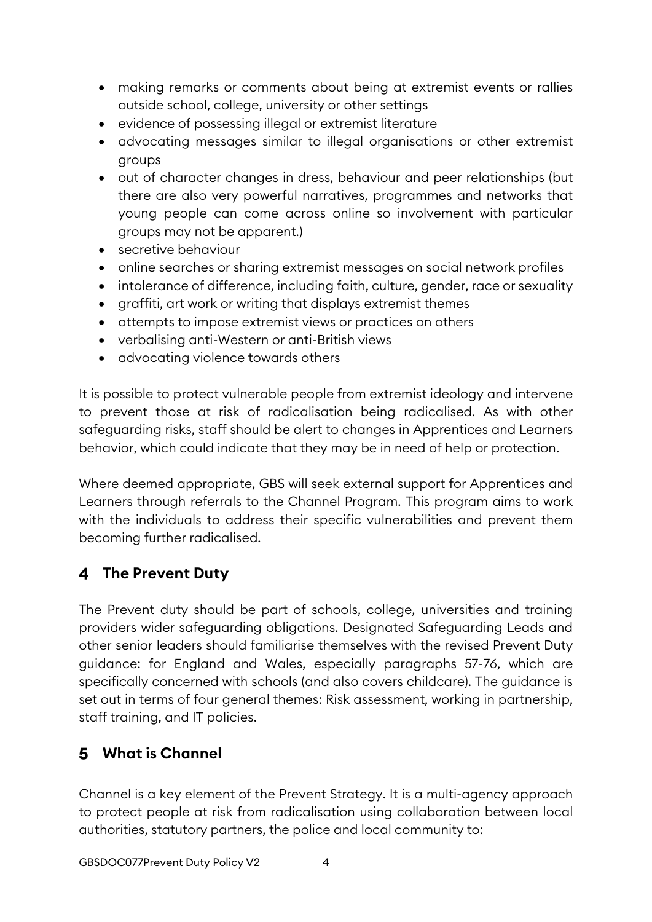- making remarks or comments about being at extremist events or rallies outside school, college, university or other settings
- evidence of possessing illegal or extremist literature
- advocating messages similar to illegal organisations or other extremist groups
- out of character changes in dress, behaviour and peer relationships (but there are also very powerful narratives, programmes and networks that young people can come across online so involvement with particular groups may not be apparent.)
- secretive behaviour
- online searches or sharing extremist messages on social network profiles
- intolerance of difference, including faith, culture, gender, race or sexuality
- graffiti, art work or writing that displays extremist themes
- attempts to impose extremist views or practices on others
- verbalising anti-Western or anti-British views
- advocating violence towards others

It is possible to protect vulnerable people from extremist ideology and intervene to prevent those at risk of radicalisation being radicalised. As with other safeguarding risks, staff should be alert to changes in Apprentices and Learners behavior, which could indicate that they may be in need of help or protection.

Where deemed appropriate, GBS will seek external support for Apprentices and Learners through referrals to the Channel Program. This program aims to work with the individuals to address their specific vulnerabilities and prevent them becoming further radicalised.

## 4 The Prevent Duty

The Prevent duty should be part of schools, college, universities and training providers wider safeguarding obligations. Designated Safeguarding Leads and other senior leaders should familiarise themselves with the revised Prevent Duty guidance: for England and Wales, especially paragraphs 57-76, which are specifically concerned with schools (and also covers childcare). The guidance is set out in terms of four general themes: Risk assessment, working in partnership, staff training, and IT policies.

## 5 What is Channel

Channel is a key element of the Prevent Strategy. It is a multi-agency approach to protect people at risk from radicalisation using collaboration between local authorities, statutory partners, the police and local community to: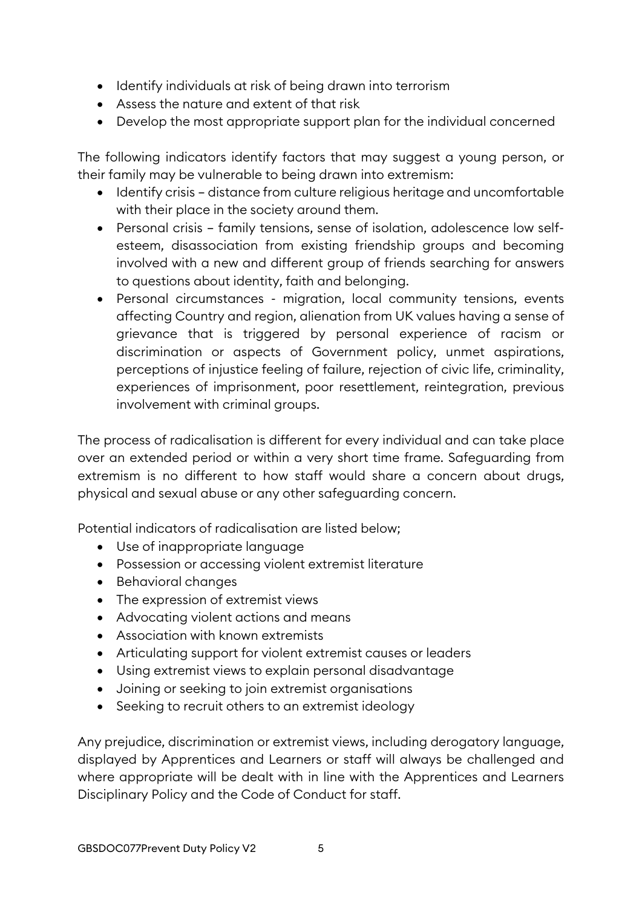- Identify individuals at risk of being drawn into terrorism
- Assess the nature and extent of that risk
- Develop the most appropriate support plan for the individual concerned

The following indicators identify factors that may suggest a young person, or their family may be vulnerable to being drawn into extremism:

- Identify crisis – distance from culture religious heritage and uncomfortable with their place in the society around them.
- Personal crisis – family tensions, sense of isolation, adolescence low self-esteem, disassociation from existing friendship groups and becoming involved with a new and different group of friends searching for answers to questions about identity, faith and belonging.
- Personal circumstances - migration, local community tensions, events affecting Country and region, alienation from UK values having a sense of grievance that is triggered by personal experience of racism or discrimination or aspects of Government policy, unmet aspirations, perceptions of injustice feeling of failure, rejection of civic life, criminality, experiences of imprisonment, poor resettlement, reintegration, previous involvement with criminal groups.

The process of radicalisation is different for every individual and can take place over an extended period or within a very short time frame. Safeguarding from extremism is no different to how staff would share a concern about drugs, physical and sexual abuse or any other safeguarding concern.

Potential indicators of radicalisation are listed below;

- Use of inappropriate language
- Possession or accessing violent extremist literature
- Behavioral changes
- The expression of extremist views
- Advocating violent actions and means
- Association with known extremists
- Articulating support for violent extremist causes or leaders
- Using extremist views to explain personal disadvantage
- Joining or seeking to join extremist organisations
- Seeking to recruit others to an extremist ideology

Any prejudice, discrimination or extremist views, including derogatory language, displayed by Apprentices and Learners or staff will always be challenged and where appropriate will be dealt with in line with the Apprentices and Learners Disciplinary Policy and the Code of Conduct for staff.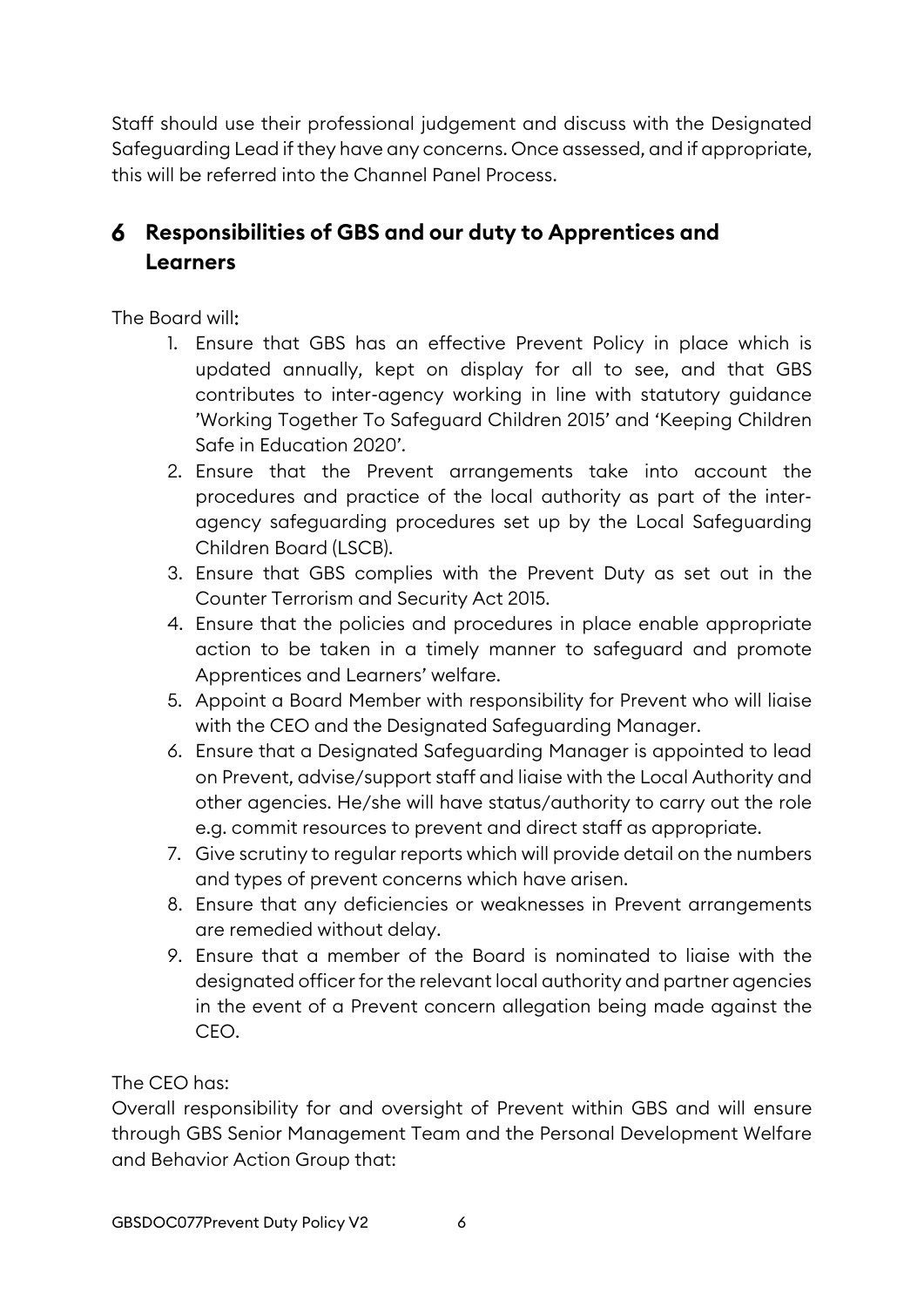Staff should use their professional judgement and discuss with the Designated Safeguarding Lead if they have any concerns. Once assessed, and if appropriate, this will be referred into the Channel Panel Process.

## 6 Responsibilities of GBS and our duty to Apprentices and Learners

The Board will:

1. Ensure that GBS has an effective Prevent Policy in place which is updated annually, kept on display for all to see, and that GBS contributes to inter-agency working in line with statutory guidance 'Working Together To Safeguard Children 2015' and 'Keeping Children Safe in Education 2020'.
2. Ensure that the Prevent arrangements take into account the procedures and practice of the local authority as part of the inter-agency safeguarding procedures set up by the Local Safeguarding Children Board (LSCB).
3. Ensure that GBS complies with the Prevent Duty as set out in the Counter Terrorism and Security Act 2015.
4. Ensure that the policies and procedures in place enable appropriate action to be taken in a timely manner to safeguard and promote Apprentices and Learners' welfare.
5. Appoint a Board Member with responsibility for Prevent who will liaise with the CEO and the Designated Safeguarding Manager.
6. Ensure that a Designated Safeguarding Manager is appointed to lead on Prevent, advise/support staff and liaise with the Local Authority and other agencies. He/she will have status/authority to carry out the role e.g. commit resources to prevent and direct staff as appropriate.
7. Give scrutiny to regular reports which will provide detail on the numbers and types of prevent concerns which have arisen.
8. Ensure that any deficiencies or weaknesses in Prevent arrangements are remedied without delay.
9. Ensure that a member of the Board is nominated to liaise with the designated officer for the relevant local authority and partner agencies in the event of a Prevent concern allegation being made against the CEO.

The CEO has:

Overall responsibility for and oversight of Prevent within GBS and will ensure through GBS Senior Management Team and the Personal Development Welfare and Behavior Action Group that: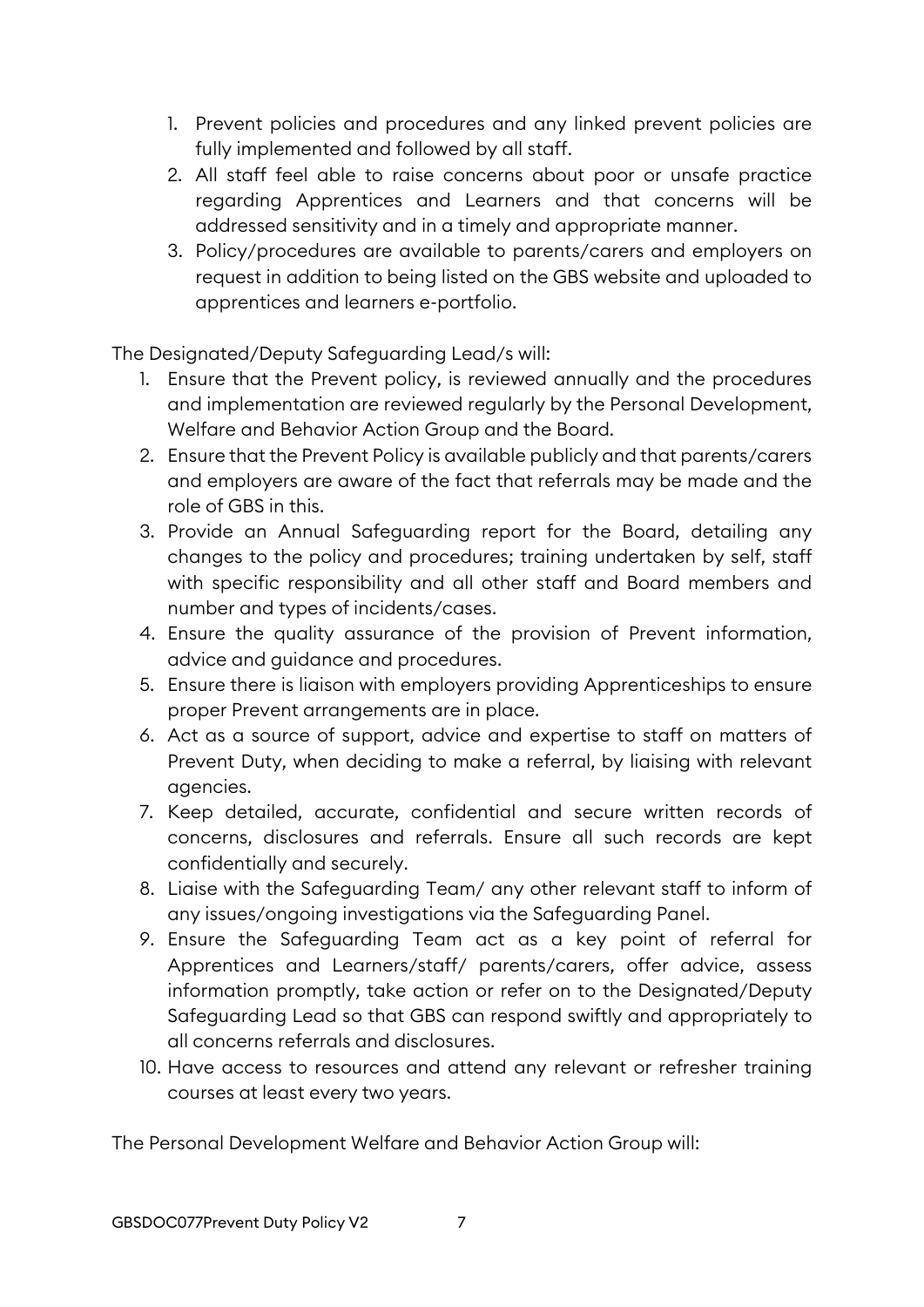1. Prevent policies and procedures and any linked prevent policies are fully implemented and followed by all staff.
2. All staff feel able to raise concerns about poor or unsafe practice regarding Apprentices and Learners and that concerns will be addressed sensitivity and in a timely and appropriate manner.
3. Policy/procedures are available to parents/carers and employers on request in addition to being listed on the GBS website and uploaded to apprentices and learners e-portfolio.

The Designated/Deputy Safeguarding Lead/s will:

1. Ensure that the Prevent policy, is reviewed annually and the procedures and implementation are reviewed regularly by the Personal Development, Welfare and Behavior Action Group and the Board.
2. Ensure that the Prevent Policy is available publicly and that parents/carers and employers are aware of the fact that referrals may be made and the role of GBS in this.
3. Provide an Annual Safeguarding report for the Board, detailing any changes to the policy and procedures; training undertaken by self, staff with specific responsibility and all other staff and Board members and number and types of incidents/cases.
4. Ensure the quality assurance of the provision of Prevent information, advice and guidance and procedures.
5. Ensure there is liaison with employers providing Apprenticeships to ensure proper Prevent arrangements are in place.
6. Act as a source of support, advice and expertise to staff on matters of Prevent Duty, when deciding to make a referral, by liaising with relevant agencies.
7. Keep detailed, accurate, confidential and secure written records of concerns, disclosures and referrals. Ensure all such records are kept confidentially and securely.
8. Liaise with the Safeguarding Team/ any other relevant staff to inform of any issues/ongoing investigations via the Safeguarding Panel.
9. Ensure the Safeguarding Team act as a key point of referral for Apprentices and Learners/staff/ parents/carers, offer advice, assess information promptly, take action or refer on to the Designated/Deputy Safeguarding Lead so that GBS can respond swiftly and appropriately to all concerns referrals and disclosures.
10. Have access to resources and attend any relevant or refresher training courses at least every two years.

The Personal Development Welfare and Behavior Action Group will: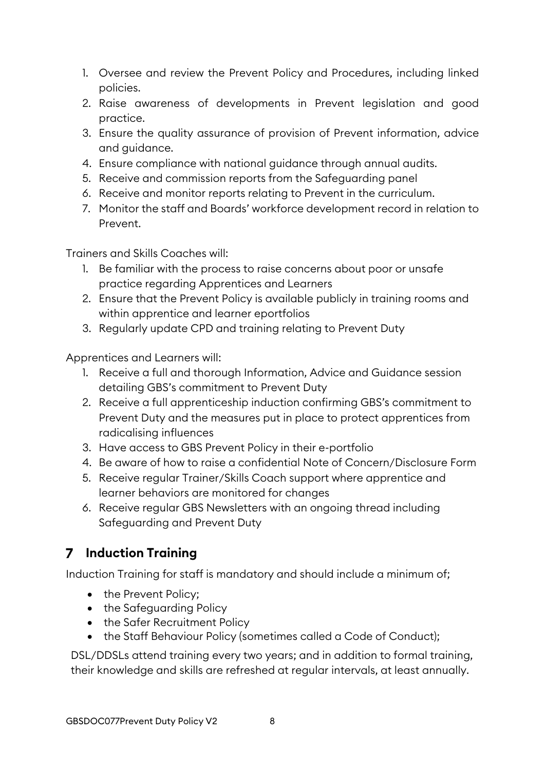1. Oversee and review the Prevent Policy and Procedures, including linked policies.
2. Raise awareness of developments in Prevent legislation and good practice.
3. Ensure the quality assurance of provision of Prevent information, advice and guidance.
4. Ensure compliance with national guidance through annual audits.
5. Receive and commission reports from the Safeguarding panel
6. Receive and monitor reports relating to Prevent in the curriculum.
7. Monitor the staff and Boards' workforce development record in relation to Prevent.

Trainers and Skills Coaches will:

1. Be familiar with the process to raise concerns about poor or unsafe practice regarding Apprentices and Learners
2. Ensure that the Prevent Policy is available publicly in training rooms and within apprentice and learner eportfolios
3. Regularly update CPD and training relating to Prevent Duty

Apprentices and Learners will:

1. Receive a full and thorough Information, Advice and Guidance session detailing GBS's commitment to Prevent Duty
2. Receive a full apprenticeship induction confirming GBS's commitment to Prevent Duty and the measures put in place to protect apprentices from radicalising influences
3. Have access to GBS Prevent Policy in their e-portfolio
4. Be aware of how to raise a confidential Note of Concern/Disclosure Form
5. Receive regular Trainer/Skills Coach support where apprentice and learner behaviors are monitored for changes
6. Receive regular GBS Newsletters with an ongoing thread including Safeguarding and Prevent Duty

## 7 Induction Training

Induction Training for staff is mandatory and should include a minimum of;

- the Prevent Policy;
- the Safeguarding Policy
- the Safer Recruitment Policy
- the Staff Behaviour Policy (sometimes called a Code of Conduct);

DSL/DDSLs attend training every two years; and in addition to formal training, their knowledge and skills are refreshed at regular intervals, at least annually.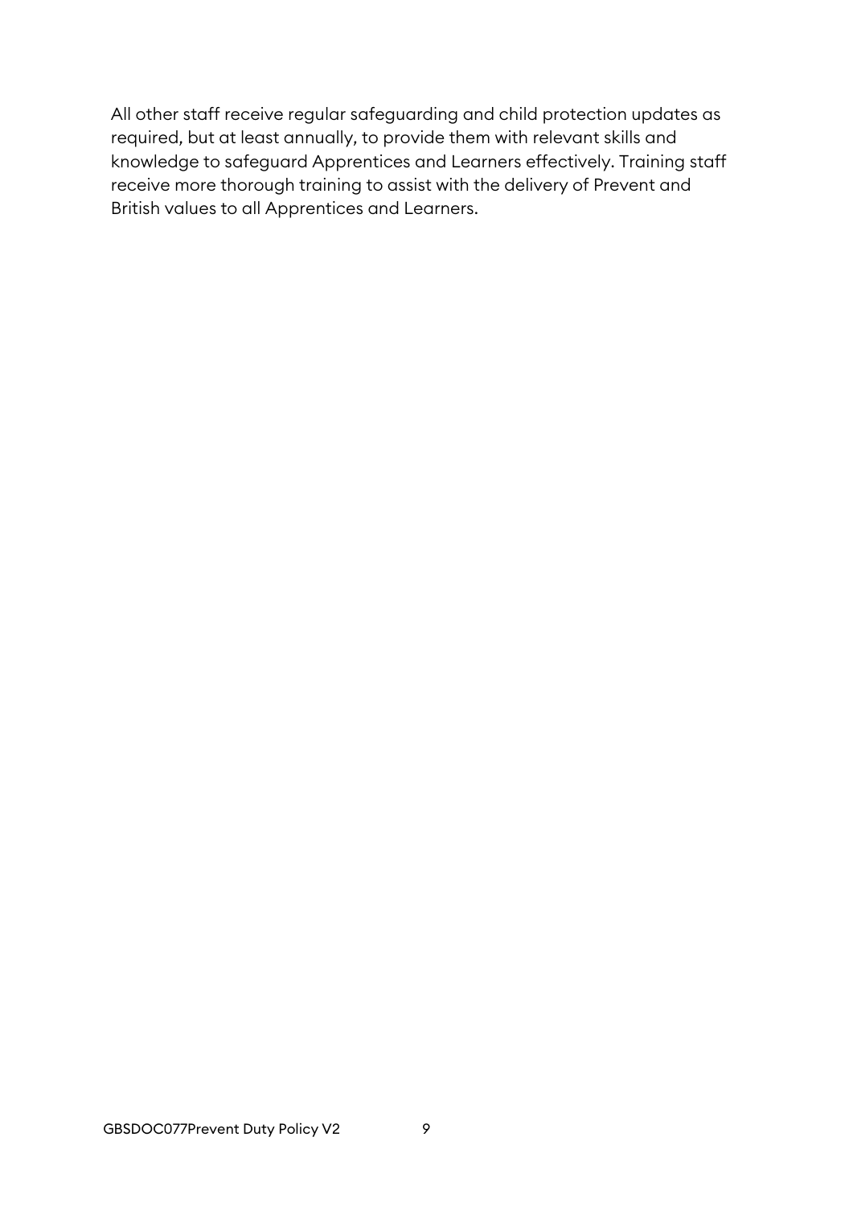All other staff receive regular safeguarding and child protection updates as required, but at least annually, to provide them with relevant skills and knowledge to safeguard Apprentices and Learners effectively. Training staff receive more thorough training to assist with the delivery of Prevent and British values to all Apprentices and Learners.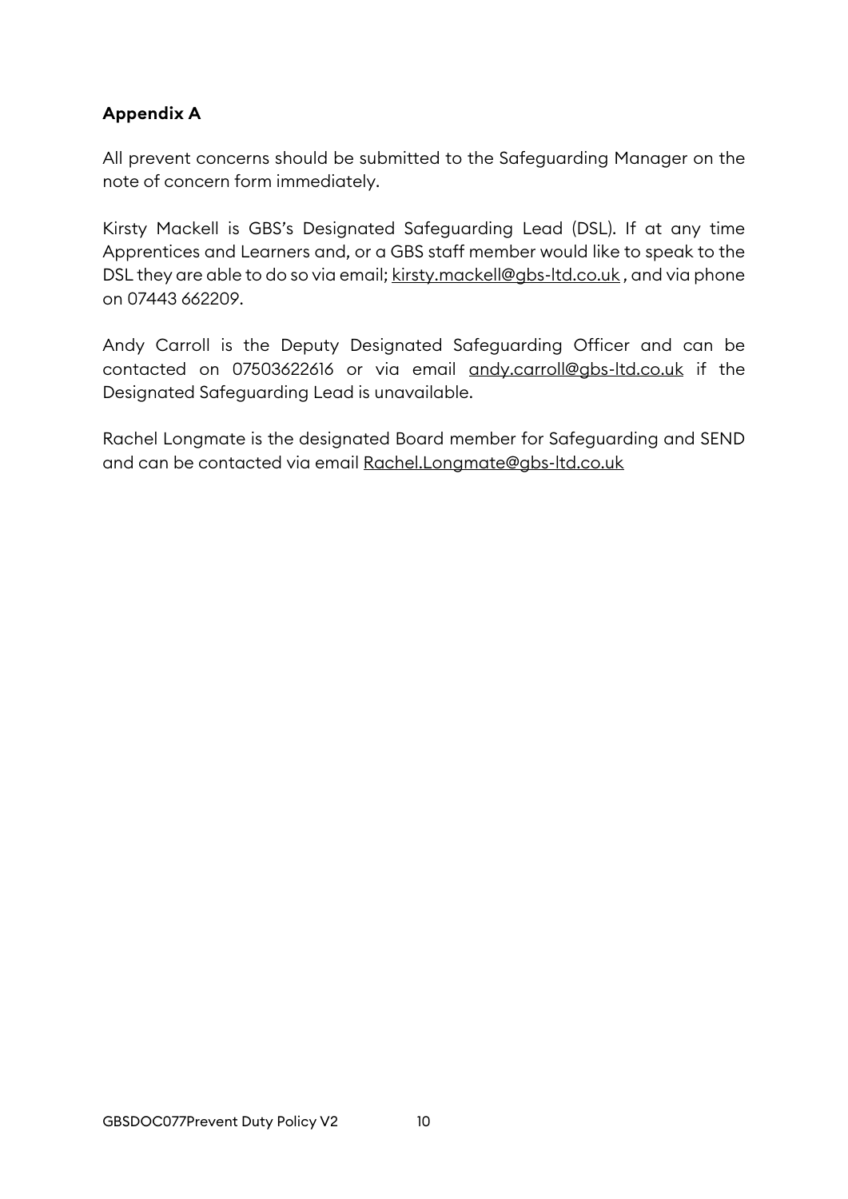**Appendix A**

All prevent concerns should be submitted to the Safeguarding Manager on the note of concern form immediately.

Kirsty Mackell is GBS's Designated Safeguarding Lead (DSL). If at any time Apprentices and Learners and, or a GBS staff member would like to speak to the DSL they are able to do so via email; kirsty.mackell@gbs-ltd.co.uk , and via phone on 07443 662209.

Andy Carroll is the Deputy Designated Safeguarding Officer and can be contacted on 07503622616 or via email andy.carroll@gbs-ltd.co.uk if the Designated Safeguarding Lead is unavailable.

Rachel Longmate is the designated Board member for Safeguarding and SEND and can be contacted via email Rachel.Longmate@gbs-ltd.co.uk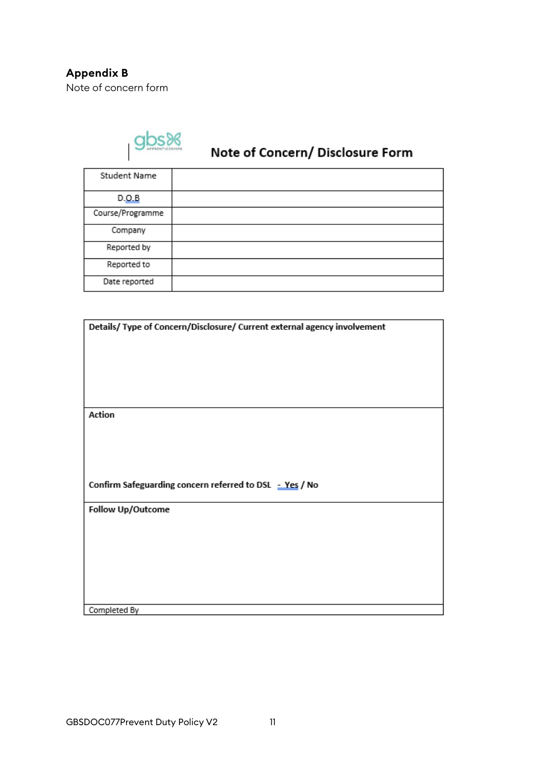## Appendix B

Note of concern form

gbs APPRENTICESHIPS

### Note of Concern/ Disclosure Form

| Student Name | |
|---|---|
| D.O.B | |
| Course/Programme | |
| Company | |
| Reported by | |
| Reported to | |
| Date reported | |

| **Details/ Type of Concern/Disclosure/ Current external agency involvement** |
|---|
| |
| **Action**<br><br>**Confirm Safeguarding concern referred to DSL - Yes / No** |
| **Follow Up/Outcome** |
| Completed By |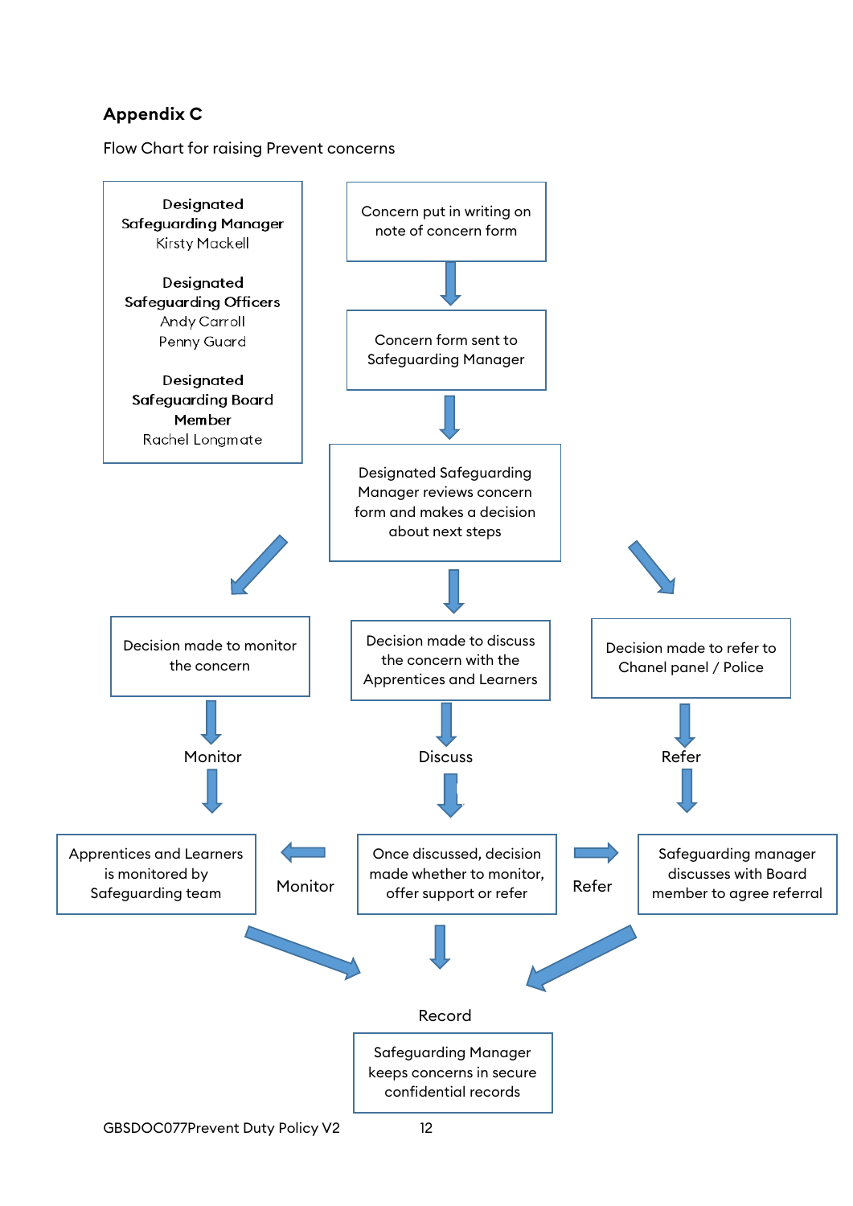## Appendix C

Flow Chart for raising Prevent concerns

**Designated Safeguarding Manager**
Kirsty Mackell

**Designated Safeguarding Officers**
Andy Carroll
Penny Guard

**Designated Safeguarding Board Member**
Rachel Longmate

Concern put in writing on note of concern form

Concern form sent to Safeguarding Manager

Designated Safeguarding Manager reviews concern form and makes a decision about next steps

Decision made to monitor the concern

Decision made to discuss the concern with the Apprentices and Learners

Decision made to refer to Chanel panel / Police

Monitor

Discuss

Refer

Apprentices and Learners is monitored by Safeguarding team

Monitor

Once discussed, decision made whether to monitor, offer support or refer

Refer

Safeguarding manager discusses with Board member to agree referral

Record

Safeguarding Manager keeps concerns in secure confidential records

GBSDOC077Prevent Duty Policy V2